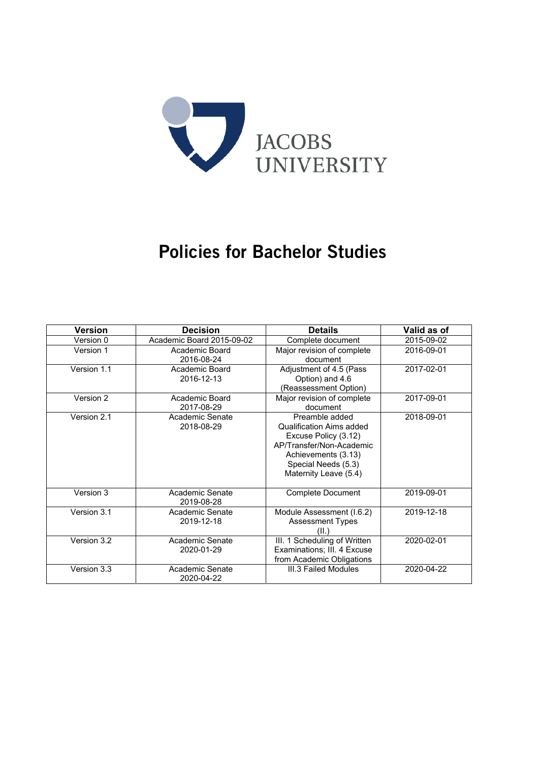JACOBS UNIVERSITY

# Policies for Bachelor Studies

| Version | Decision | Details | Valid as of |
|---|---|---|---|
| Version 0 | Academic Board 2015-09-02 | Complete document | 2015-09-02 |
| Version 1 | Academic Board 2016-08-24 | Major revision of complete document | 2016-09-01 |
| Version 1.1 | Academic Board 2016-12-13 | Adjustment of 4.5 (Pass Option) and 4.6 (Reassessment Option) | 2017-02-01 |
| Version 2 | Academic Board 2017-08-29 | Major revision of complete document | 2017-09-01 |
| Version 2.1 | Academic Senate 2018-08-29 | Preamble added<br>Qualification Aims added<br>Excuse Policy (3.12)<br>AP/Transfer/Non-Academic Achievements (3.13)<br>Special Needs (5.3)<br>Maternity Leave (5.4) | 2018-09-01 |
| Version 3 | Academic Senate 2019-08-28 | Complete Document | 2019-09-01 |
| Version 3.1 | Academic Senate 2019-12-18 | Module Assessment (I.6.2)<br>Assessment Types (II.) | 2019-12-18 |
| Version 3.2 | Academic Senate 2020-01-29 | III. 1 Scheduling of Written Examinations; III. 4 Excuse from Academic Obligations | 2020-02-01 |
| Version 3.3 | Academic Senate 2020-04-22 | III.3 Failed Modules | 2020-04-22 |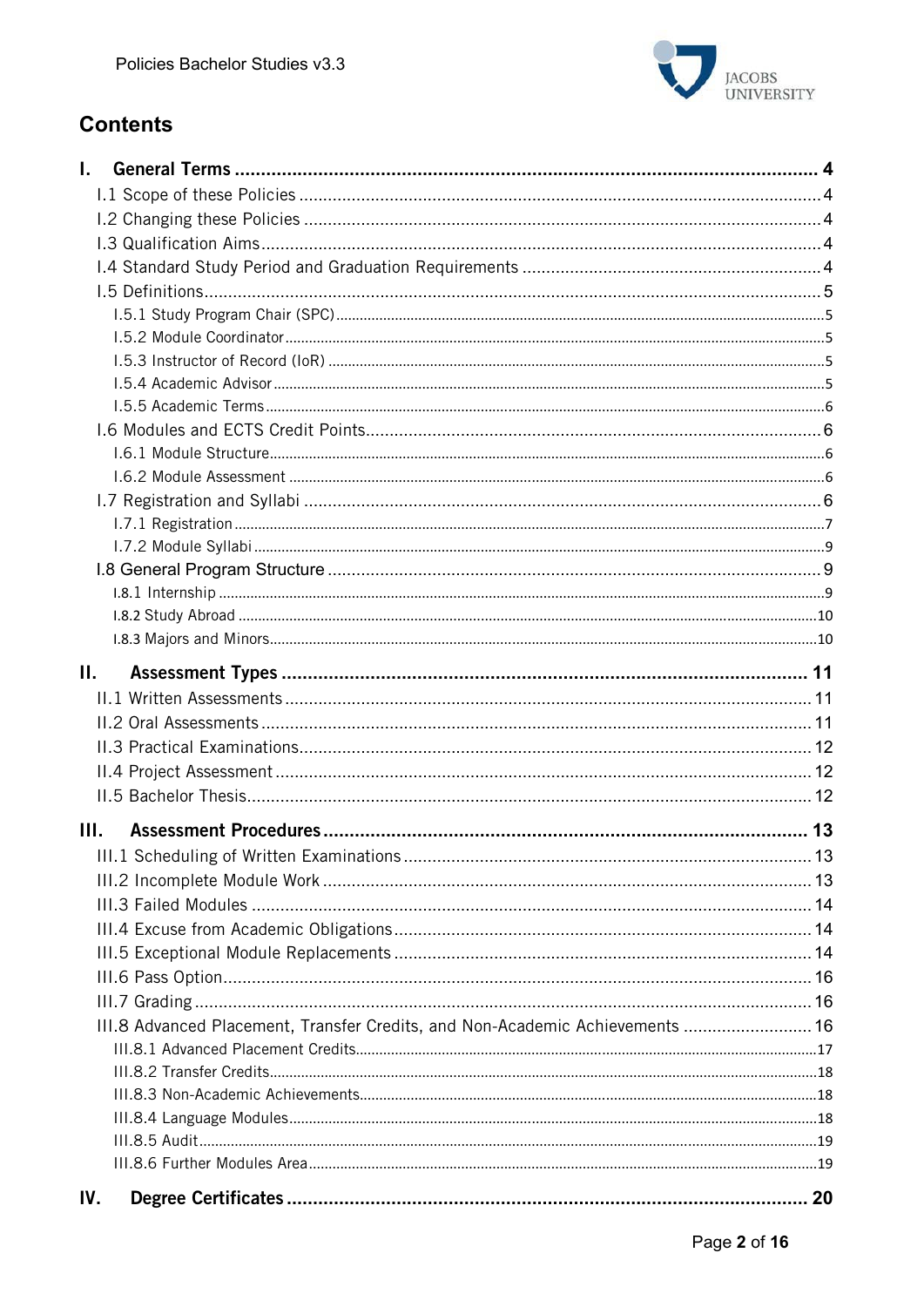# Contents

- **I. General Terms ....................................................................... 4**
  - I.1 Scope of these Policies ........................................................ 4
  - I.2 Changing these Policies ....................................................... 4
  - I.3 Qualification Aims .............................................................. 4
  - I.4 Standard Study Period and Graduation Requirements .................. 4
  - I.5 Definitions ........................................................................ 5
    - I.5.1 Study Program Chair (SPC) ............................................... 5
    - I.5.2 Module Coordinator ......................................................... 5
    - I.5.3 Instructor of Record (IoR) ................................................ 5
    - I.5.4 Academic Advisor ........................................................... 5
    - I.5.5 Academic Terms ............................................................. 6
  - I.6 Modules and ECTS Credit Points ............................................. 6
    - I.6.1 Module Structure ............................................................ 6
    - I.6.2 Module Assessment ......................................................... 6
  - I.7 Registration and Syllabi ........................................................ 6
    - I.7.1 Registration .................................................................. 7
    - I.7.2 Module Syllabi ............................................................... 9
  - I.8 General Program Structure .................................................... 9
    - I.8.1 Internship ..................................................................... 9
    - I.8.2 Study Abroad ............................................................... 10
    - I.8.3 Majors and Minors ......................................................... 10
- **II. Assessment Types ................................................................ 11**
  - II.1 Written Assessments ........................................................... 11
  - II.2 Oral Assessments ............................................................... 11
  - II.3 Practical Examinations ........................................................ 12
  - II.4 Project Assessment ............................................................. 12
  - II.5 Bachelor Thesis .................................................................. 12
- **III. Assessment Procedures ....................................................... 13**
  - III.1 Scheduling of Written Examinations ....................................... 13
  - III.2 Incomplete Module Work ..................................................... 13
  - III.3 Failed Modules ................................................................. 14
  - III.4 Excuse from Academic Obligations ......................................... 14
  - III.5 Exceptional Module Replacements .......................................... 14
  - III.6 Pass Option ..................................................................... 16
  - III.7 Grading .......................................................................... 16
  - III.8 Advanced Placement, Transfer Credits, and Non-Academic Achievements ... 16
    - III.8.1 Advanced Placement Credits ............................................ 17
    - III.8.2 Transfer Credits ............................................................ 18
    - III.8.3 Non-Academic Achievements ............................................ 18
    - III.8.4 Language Modules ......................................................... 18
    - III.8.5 Audit .......................................................................... 19
    - III.8.6 Further Modules Area ..................................................... 19
- **IV. Degree Certificates ............................................................. 20**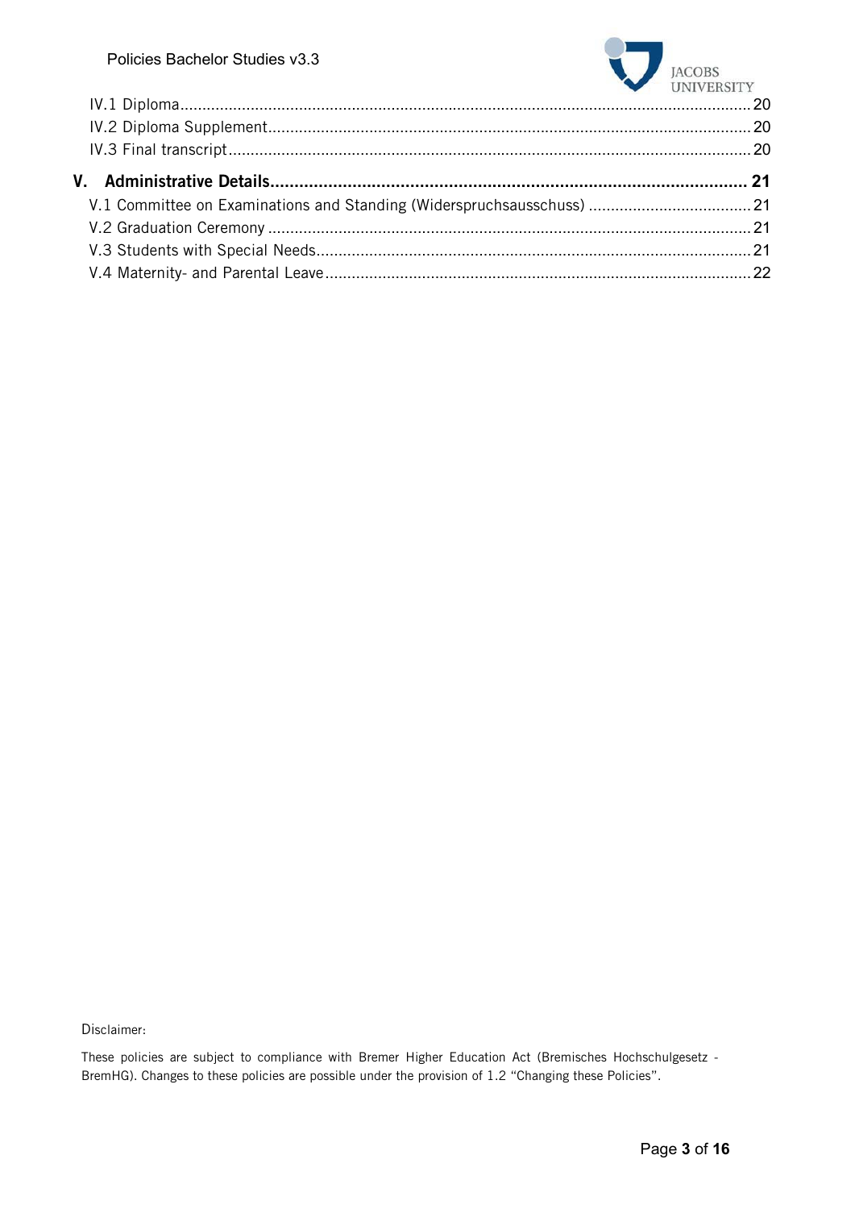IV.1 Diploma .......... 20
IV.2 Diploma Supplement .......... 20
IV.3 Final transcript .......... 20

**V. Administrative Details .......... 21**

V.1 Committee on Examinations and Standing (Widerspruchsausschuss) .......... 21
V.2 Graduation Ceremony .......... 21
V.3 Students with Special Needs .......... 21
V.4 Maternity- and Parental Leave .......... 22

Disclaimer:

These policies are subject to compliance with Bremer Higher Education Act (Bremisches Hochschulgesetz - BremHG). Changes to these policies are possible under the provision of 1.2 "Changing these Policies".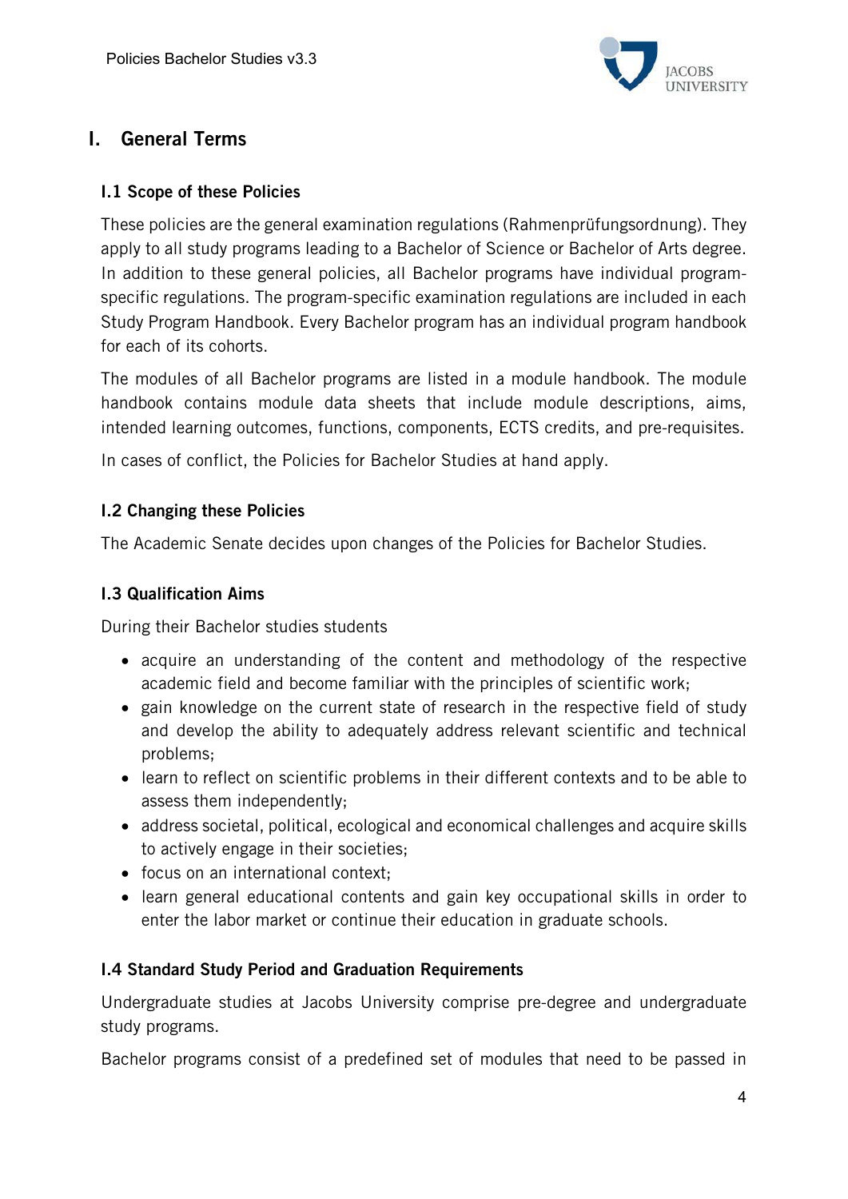# I. General Terms

## I.1 Scope of these Policies

These policies are the general examination regulations (Rahmenprüfungsordnung). They apply to all study programs leading to a Bachelor of Science or Bachelor of Arts degree. In addition to these general policies, all Bachelor programs have individual program-specific regulations. The program-specific examination regulations are included in each Study Program Handbook. Every Bachelor program has an individual program handbook for each of its cohorts.

The modules of all Bachelor programs are listed in a module handbook. The module handbook contains module data sheets that include module descriptions, aims, intended learning outcomes, functions, components, ECTS credits, and pre-requisites.

In cases of conflict, the Policies for Bachelor Studies at hand apply.

## I.2 Changing these Policies

The Academic Senate decides upon changes of the Policies for Bachelor Studies.

## I.3 Qualification Aims

During their Bachelor studies students

- acquire an understanding of the content and methodology of the respective academic field and become familiar with the principles of scientific work;
- gain knowledge on the current state of research in the respective field of study and develop the ability to adequately address relevant scientific and technical problems;
- learn to reflect on scientific problems in their different contexts and to be able to assess them independently;
- address societal, political, ecological and economical challenges and acquire skills to actively engage in their societies;
- focus on an international context;
- learn general educational contents and gain key occupational skills in order to enter the labor market or continue their education in graduate schools.

## I.4 Standard Study Period and Graduation Requirements

Undergraduate studies at Jacobs University comprise pre-degree and undergraduate study programs.

Bachelor programs consist of a predefined set of modules that need to be passed in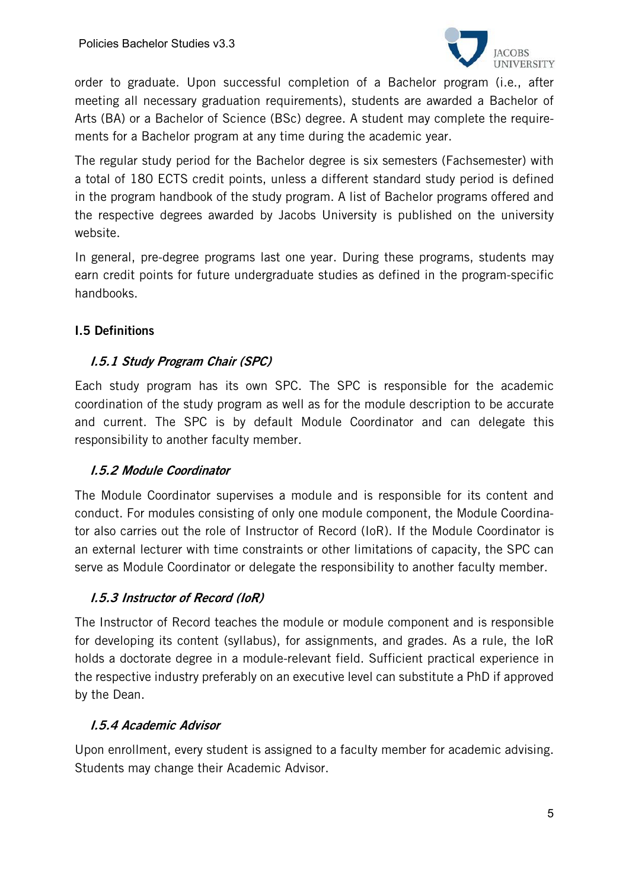order to graduate. Upon successful completion of a Bachelor program (i.e., after meeting all necessary graduation requirements), students are awarded a Bachelor of Arts (BA) or a Bachelor of Science (BSc) degree. A student may complete the requirements for a Bachelor program at any time during the academic year.

The regular study period for the Bachelor degree is six semesters (Fachsemester) with a total of 180 ECTS credit points, unless a different standard study period is defined in the program handbook of the study program. A list of Bachelor programs offered and the respective degrees awarded by Jacobs University is published on the university website.

In general, pre-degree programs last one year. During these programs, students may earn credit points for future undergraduate studies as defined in the program-specific handbooks.

## I.5 Definitions

### *I.5.1 Study Program Chair (SPC)*

Each study program has its own SPC. The SPC is responsible for the academic coordination of the study program as well as for the module description to be accurate and current. The SPC is by default Module Coordinator and can delegate this responsibility to another faculty member.

### *I.5.2 Module Coordinator*

The Module Coordinator supervises a module and is responsible for its content and conduct. For modules consisting of only one module component, the Module Coordinator also carries out the role of Instructor of Record (IoR). If the Module Coordinator is an external lecturer with time constraints or other limitations of capacity, the SPC can serve as Module Coordinator or delegate the responsibility to another faculty member.

### *I.5.3 Instructor of Record (IoR)*

The Instructor of Record teaches the module or module component and is responsible for developing its content (syllabus), for assignments, and grades. As a rule, the IoR holds a doctorate degree in a module-relevant field. Sufficient practical experience in the respective industry preferably on an executive level can substitute a PhD if approved by the Dean.

### *I.5.4 Academic Advisor*

Upon enrollment, every student is assigned to a faculty member for academic advising. Students may change their Academic Advisor.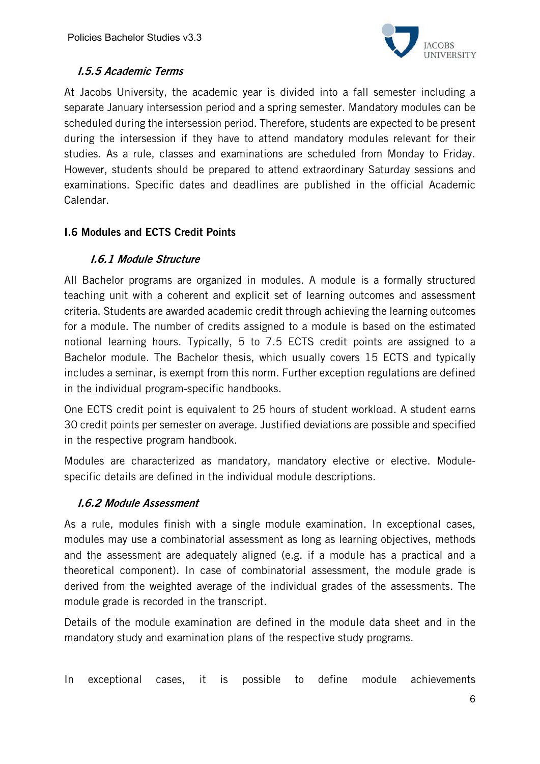#### *I.5.5 Academic Terms*

At Jacobs University, the academic year is divided into a fall semester including a separate January intersession period and a spring semester. Mandatory modules can be scheduled during the intersession period. Therefore, students are expected to be present during the intersession if they have to attend mandatory modules relevant for their studies. As a rule, classes and examinations are scheduled from Monday to Friday. However, students should be prepared to attend extraordinary Saturday sessions and examinations. Specific dates and deadlines are published in the official Academic Calendar.

### I.6 Modules and ECTS Credit Points

#### *I.6.1 Module Structure*

All Bachelor programs are organized in modules. A module is a formally structured teaching unit with a coherent and explicit set of learning outcomes and assessment criteria. Students are awarded academic credit through achieving the learning outcomes for a module. The number of credits assigned to a module is based on the estimated notional learning hours. Typically, 5 to 7.5 ECTS credit points are assigned to a Bachelor module. The Bachelor thesis, which usually covers 15 ECTS and typically includes a seminar, is exempt from this norm. Further exception regulations are defined in the individual program-specific handbooks.

One ECTS credit point is equivalent to 25 hours of student workload. A student earns 30 credit points per semester on average. Justified deviations are possible and specified in the respective program handbook.

Modules are characterized as mandatory, mandatory elective or elective. Module-specific details are defined in the individual module descriptions.

#### *I.6.2 Module Assessment*

As a rule, modules finish with a single module examination. In exceptional cases, modules may use a combinatorial assessment as long as learning objectives, methods and the assessment are adequately aligned (e.g. if a module has a practical and a theoretical component). In case of combinatorial assessment, the module grade is derived from the weighted average of the individual grades of the assessments. The module grade is recorded in the transcript.

Details of the module examination are defined in the module data sheet and in the mandatory study and examination plans of the respective study programs.

In exceptional cases, it is possible to define module achievements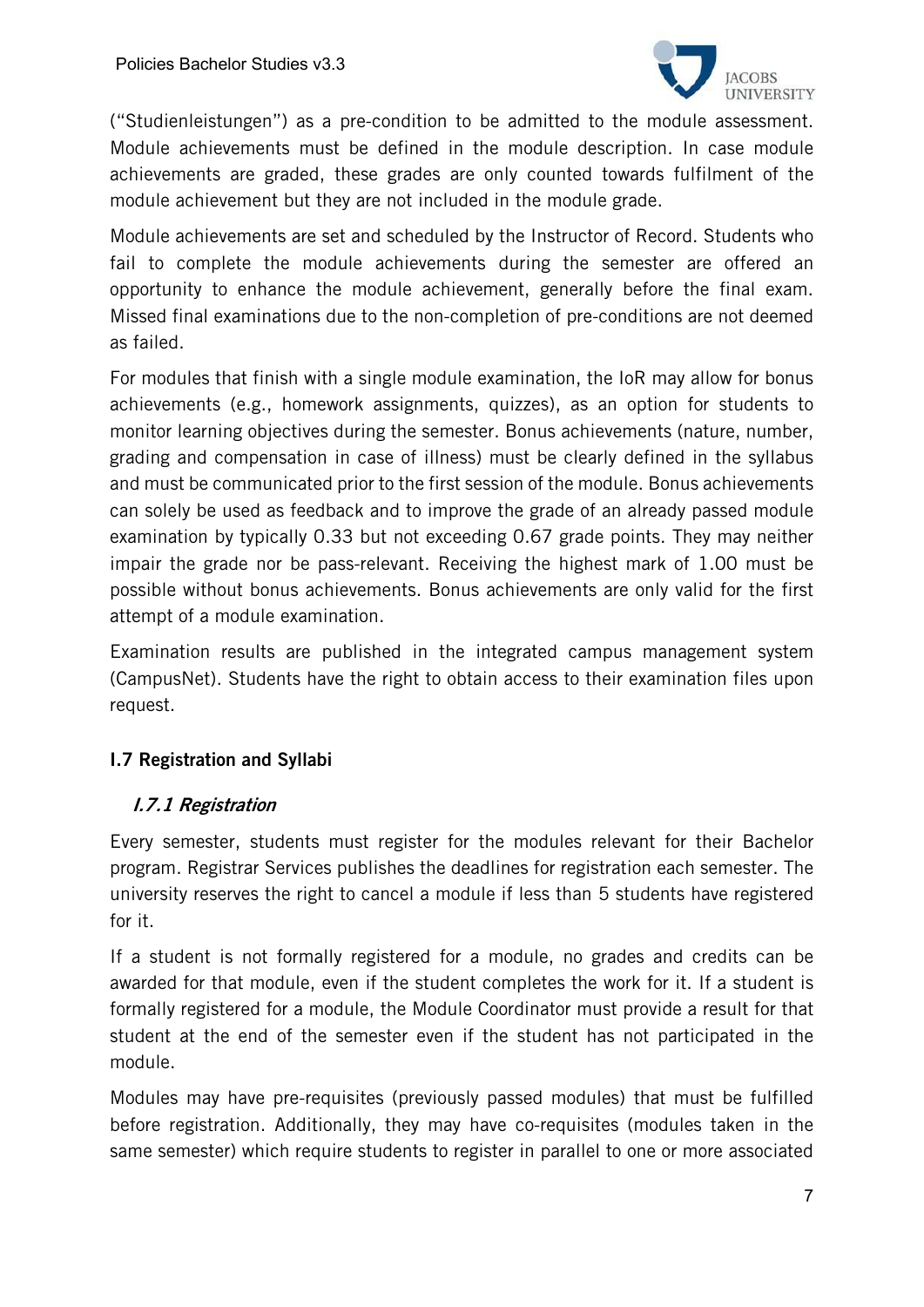("Studienleistungen") as a pre-condition to be admitted to the module assessment. Module achievements must be defined in the module description. In case module achievements are graded, these grades are only counted towards fulfilment of the module achievement but they are not included in the module grade.

Module achievements are set and scheduled by the Instructor of Record. Students who fail to complete the module achievements during the semester are offered an opportunity to enhance the module achievement, generally before the final exam. Missed final examinations due to the non-completion of pre-conditions are not deemed as failed.

For modules that finish with a single module examination, the IoR may allow for bonus achievements (e.g., homework assignments, quizzes), as an option for students to monitor learning objectives during the semester. Bonus achievements (nature, number, grading and compensation in case of illness) must be clearly defined in the syllabus and must be communicated prior to the first session of the module. Bonus achievements can solely be used as feedback and to improve the grade of an already passed module examination by typically 0.33 but not exceeding 0.67 grade points. They may neither impair the grade nor be pass-relevant. Receiving the highest mark of 1.00 must be possible without bonus achievements. Bonus achievements are only valid for the first attempt of a module examination.

Examination results are published in the integrated campus management system (CampusNet). Students have the right to obtain access to their examination files upon request.

## I.7 Registration and Syllabi

### *I.7.1 Registration*

Every semester, students must register for the modules relevant for their Bachelor program. Registrar Services publishes the deadlines for registration each semester. The university reserves the right to cancel a module if less than 5 students have registered for it.

If a student is not formally registered for a module, no grades and credits can be awarded for that module, even if the student completes the work for it. If a student is formally registered for a module, the Module Coordinator must provide a result for that student at the end of the semester even if the student has not participated in the module.

Modules may have pre-requisites (previously passed modules) that must be fulfilled before registration. Additionally, they may have co-requisites (modules taken in the same semester) which require students to register in parallel to one or more associated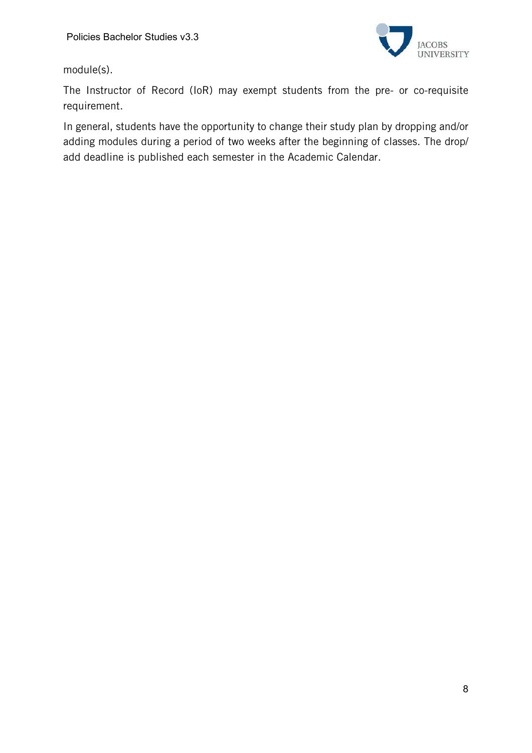module(s).

The Instructor of Record (IoR) may exempt students from the pre- or co-requisite requirement.

In general, students have the opportunity to change their study plan by dropping and/or adding modules during a period of two weeks after the beginning of classes. The drop/add deadline is published each semester in the Academic Calendar.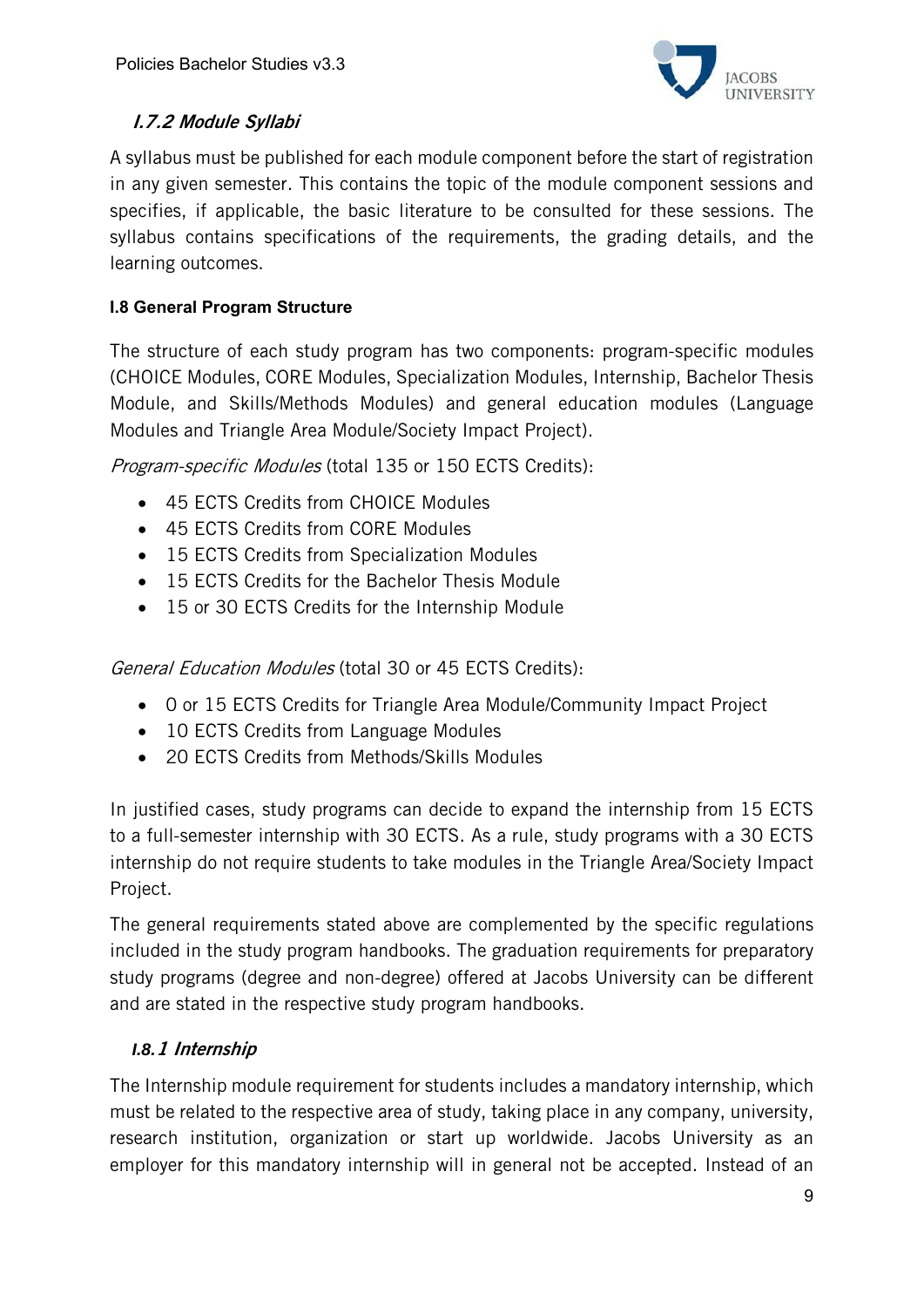### *I.7.2 Module Syllabi*

A syllabus must be published for each module component before the start of registration in any given semester. This contains the topic of the module component sessions and specifies, if applicable, the basic literature to be consulted for these sessions. The syllabus contains specifications of the requirements, the grading details, and the learning outcomes.

## I.8 General Program Structure

The structure of each study program has two components: program-specific modules (CHOICE Modules, CORE Modules, Specialization Modules, Internship, Bachelor Thesis Module, and Skills/Methods Modules) and general education modules (Language Modules and Triangle Area Module/Society Impact Project).

*Program-specific Modules* (total 135 or 150 ECTS Credits):

- 45 ECTS Credits from CHOICE Modules
- 45 ECTS Credits from CORE Modules
- 15 ECTS Credits from Specialization Modules
- 15 ECTS Credits for the Bachelor Thesis Module
- 15 or 30 ECTS Credits for the Internship Module

*General Education Modules* (total 30 or 45 ECTS Credits):

- 0 or 15 ECTS Credits for Triangle Area Module/Community Impact Project
- 10 ECTS Credits from Language Modules
- 20 ECTS Credits from Methods/Skills Modules

In justified cases, study programs can decide to expand the internship from 15 ECTS to a full-semester internship with 30 ECTS. As a rule, study programs with a 30 ECTS internship do not require students to take modules in the Triangle Area/Society Impact Project.

The general requirements stated above are complemented by the specific regulations included in the study program handbooks. The graduation requirements for preparatory study programs (degree and non-degree) offered at Jacobs University can be different and are stated in the respective study program handbooks.

### *I.8.1 Internship*

The Internship module requirement for students includes a mandatory internship, which must be related to the respective area of study, taking place in any company, university, research institution, organization or start up worldwide. Jacobs University as an employer for this mandatory internship will in general not be accepted. Instead of an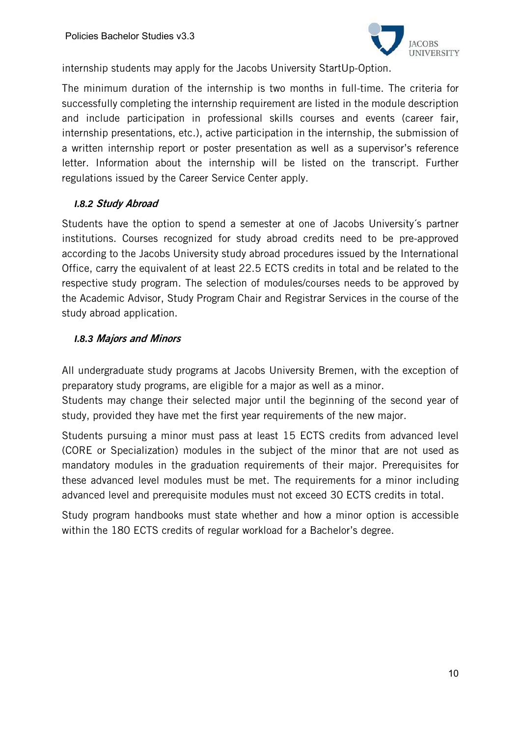internship students may apply for the Jacobs University StartUp-Option.

The minimum duration of the internship is two months in full-time. The criteria for successfully completing the internship requirement are listed in the module description and include participation in professional skills courses and events (career fair, internship presentations, etc.), active participation in the internship, the submission of a written internship report or poster presentation as well as a supervisor's reference letter. Information about the internship will be listed on the transcript. Further regulations issued by the Career Service Center apply.

### *I.8.2 Study Abroad*

Students have the option to spend a semester at one of Jacobs University´s partner institutions. Courses recognized for study abroad credits need to be pre-approved according to the Jacobs University study abroad procedures issued by the International Office, carry the equivalent of at least 22.5 ECTS credits in total and be related to the respective study program. The selection of modules/courses needs to be approved by the Academic Advisor, Study Program Chair and Registrar Services in the course of the study abroad application.

### *I.8.3 Majors and Minors*

All undergraduate study programs at Jacobs University Bremen, with the exception of preparatory study programs, are eligible for a major as well as a minor.
Students may change their selected major until the beginning of the second year of study, provided they have met the first year requirements of the new major.

Students pursuing a minor must pass at least 15 ECTS credits from advanced level (CORE or Specialization) modules in the subject of the minor that are not used as mandatory modules in the graduation requirements of their major. Prerequisites for these advanced level modules must be met. The requirements for a minor including advanced level and prerequisite modules must not exceed 30 ECTS credits in total.

Study program handbooks must state whether and how a minor option is accessible within the 180 ECTS credits of regular workload for a Bachelor's degree.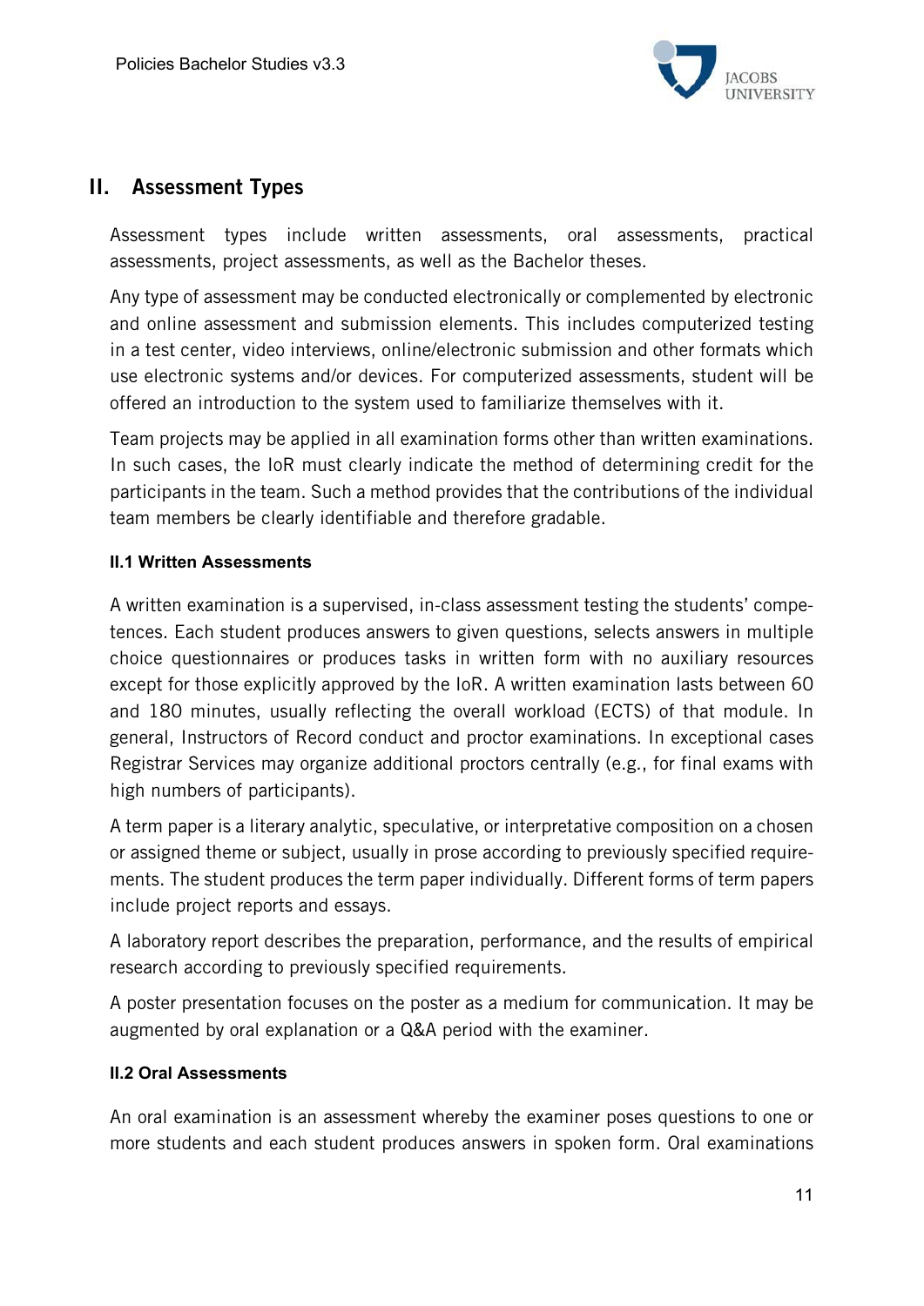## II. Assessment Types

Assessment types include written assessments, oral assessments, practical assessments, project assessments, as well as the Bachelor theses.

Any type of assessment may be conducted electronically or complemented by electronic and online assessment and submission elements. This includes computerized testing in a test center, video interviews, online/electronic submission and other formats which use electronic systems and/or devices. For computerized assessments, student will be offered an introduction to the system used to familiarize themselves with it.

Team projects may be applied in all examination forms other than written examinations. In such cases, the IoR must clearly indicate the method of determining credit for the participants in the team. Such a method provides that the contributions of the individual team members be clearly identifiable and therefore gradable.

### II.1 Written Assessments

A written examination is a supervised, in-class assessment testing the students' competences. Each student produces answers to given questions, selects answers in multiple choice questionnaires or produces tasks in written form with no auxiliary resources except for those explicitly approved by the IoR. A written examination lasts between 60 and 180 minutes, usually reflecting the overall workload (ECTS) of that module. In general, Instructors of Record conduct and proctor examinations. In exceptional cases Registrar Services may organize additional proctors centrally (e.g., for final exams with high numbers of participants).

A term paper is a literary analytic, speculative, or interpretative composition on a chosen or assigned theme or subject, usually in prose according to previously specified requirements. The student produces the term paper individually. Different forms of term papers include project reports and essays.

A laboratory report describes the preparation, performance, and the results of empirical research according to previously specified requirements.

A poster presentation focuses on the poster as a medium for communication. It may be augmented by oral explanation or a Q&A period with the examiner.

### II.2 Oral Assessments

An oral examination is an assessment whereby the examiner poses questions to one or more students and each student produces answers in spoken form. Oral examinations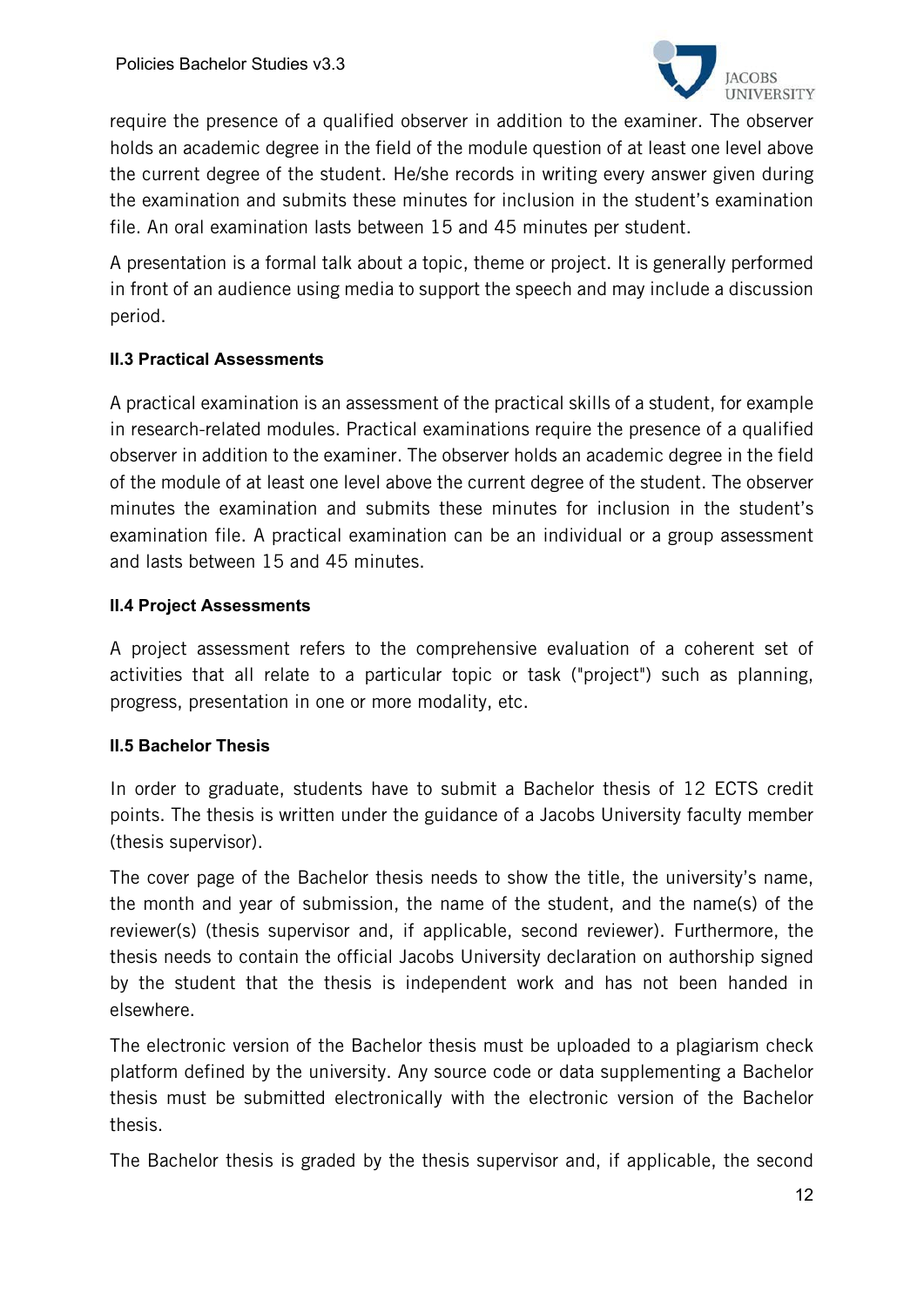require the presence of a qualified observer in addition to the examiner. The observer holds an academic degree in the field of the module question of at least one level above the current degree of the student. He/she records in writing every answer given during the examination and submits these minutes for inclusion in the student's examination file. An oral examination lasts between 15 and 45 minutes per student.

A presentation is a formal talk about a topic, theme or project. It is generally performed in front of an audience using media to support the speech and may include a discussion period.

### II.3 Practical Assessments

A practical examination is an assessment of the practical skills of a student, for example in research-related modules. Practical examinations require the presence of a qualified observer in addition to the examiner. The observer holds an academic degree in the field of the module of at least one level above the current degree of the student. The observer minutes the examination and submits these minutes for inclusion in the student's examination file. A practical examination can be an individual or a group assessment and lasts between 15 and 45 minutes.

### II.4 Project Assessments

A project assessment refers to the comprehensive evaluation of a coherent set of activities that all relate to a particular topic or task ("project") such as planning, progress, presentation in one or more modality, etc.

### II.5 Bachelor Thesis

In order to graduate, students have to submit a Bachelor thesis of 12 ECTS credit points. The thesis is written under the guidance of a Jacobs University faculty member (thesis supervisor).

The cover page of the Bachelor thesis needs to show the title, the university's name, the month and year of submission, the name of the student, and the name(s) of the reviewer(s) (thesis supervisor and, if applicable, second reviewer). Furthermore, the thesis needs to contain the official Jacobs University declaration on authorship signed by the student that the thesis is independent work and has not been handed in elsewhere.

The electronic version of the Bachelor thesis must be uploaded to a plagiarism check platform defined by the university. Any source code or data supplementing a Bachelor thesis must be submitted electronically with the electronic version of the Bachelor thesis.

The Bachelor thesis is graded by the thesis supervisor and, if applicable, the second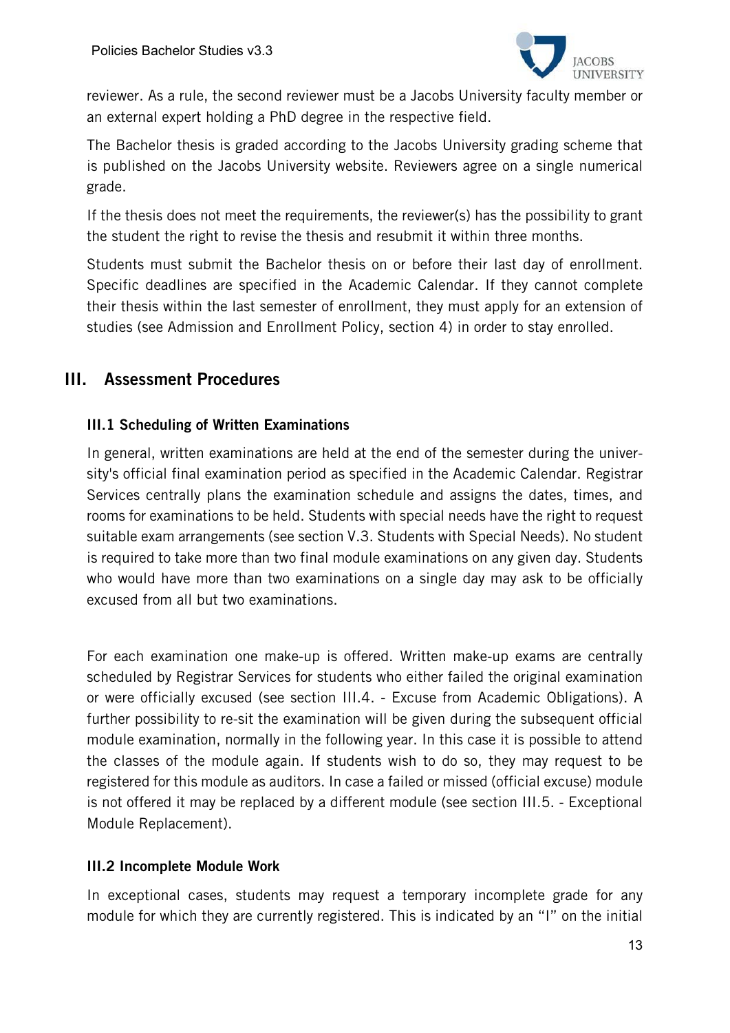reviewer. As a rule, the second reviewer must be a Jacobs University faculty member or an external expert holding a PhD degree in the respective field.

The Bachelor thesis is graded according to the Jacobs University grading scheme that is published on the Jacobs University website. Reviewers agree on a single numerical grade.

If the thesis does not meet the requirements, the reviewer(s) has the possibility to grant the student the right to revise the thesis and resubmit it within three months.

Students must submit the Bachelor thesis on or before their last day of enrollment. Specific deadlines are specified in the Academic Calendar. If they cannot complete their thesis within the last semester of enrollment, they must apply for an extension of studies (see Admission and Enrollment Policy, section 4) in order to stay enrolled.

## III. Assessment Procedures

### III.1 Scheduling of Written Examinations

In general, written examinations are held at the end of the semester during the university's official final examination period as specified in the Academic Calendar. Registrar Services centrally plans the examination schedule and assigns the dates, times, and rooms for examinations to be held. Students with special needs have the right to request suitable exam arrangements (see section V.3. Students with Special Needs). No student is required to take more than two final module examinations on any given day. Students who would have more than two examinations on a single day may ask to be officially excused from all but two examinations.

For each examination one make-up is offered. Written make-up exams are centrally scheduled by Registrar Services for students who either failed the original examination or were officially excused (see section III.4. - Excuse from Academic Obligations). A further possibility to re-sit the examination will be given during the subsequent official module examination, normally in the following year. In this case it is possible to attend the classes of the module again. If students wish to do so, they may request to be registered for this module as auditors. In case a failed or missed (official excuse) module is not offered it may be replaced by a different module (see section III.5. - Exceptional Module Replacement).

### III.2 Incomplete Module Work

In exceptional cases, students may request a temporary incomplete grade for any module for which they are currently registered. This is indicated by an "I" on the initial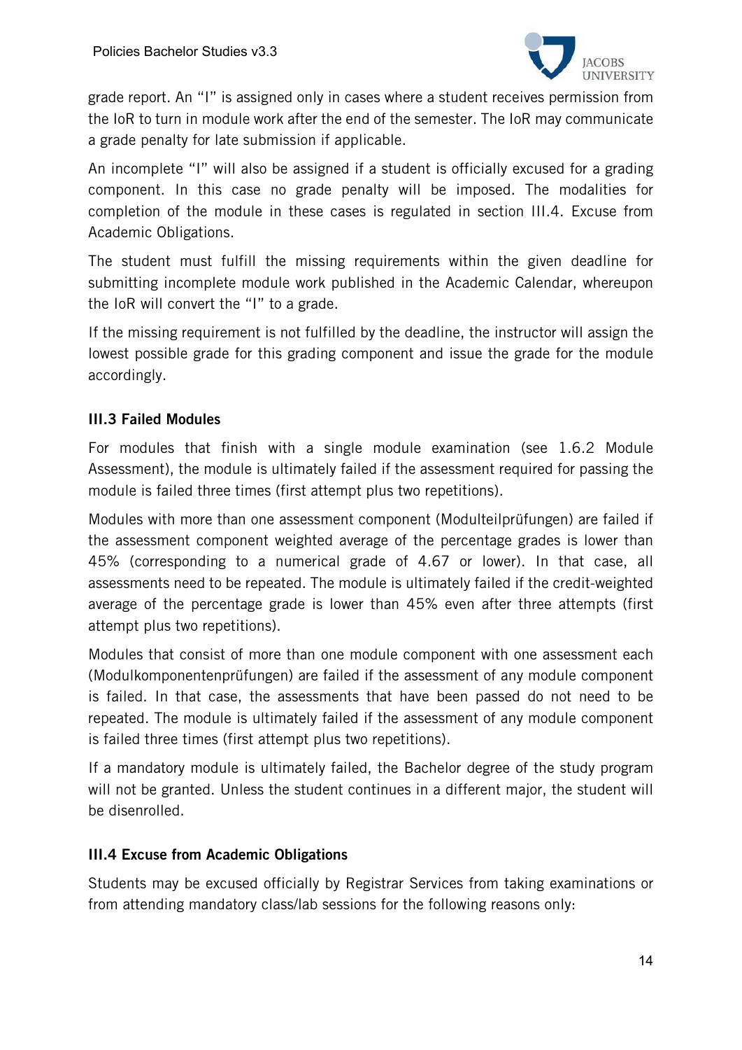grade report. An “I” is assigned only in cases where a student receives permission from the IoR to turn in module work after the end of the semester. The IoR may communicate a grade penalty for late submission if applicable.

An incomplete “I” will also be assigned if a student is officially excused for a grading component. In this case no grade penalty will be imposed. The modalities for completion of the module in these cases is regulated in section III.4. Excuse from Academic Obligations.

The student must fulfill the missing requirements within the given deadline for submitting incomplete module work published in the Academic Calendar, whereupon the IoR will convert the “I” to a grade.

If the missing requirement is not fulfilled by the deadline, the instructor will assign the lowest possible grade for this grading component and issue the grade for the module accordingly.

### III.3 Failed Modules

For modules that finish with a single module examination (see 1.6.2 Module Assessment), the module is ultimately failed if the assessment required for passing the module is failed three times (first attempt plus two repetitions).

Modules with more than one assessment component (Modulteilprüfungen) are failed if the assessment component weighted average of the percentage grades is lower than 45% (corresponding to a numerical grade of 4.67 or lower). In that case, all assessments need to be repeated. The module is ultimately failed if the credit-weighted average of the percentage grade is lower than 45% even after three attempts (first attempt plus two repetitions).

Modules that consist of more than one module component with one assessment each (Modulkomponentenprüfungen) are failed if the assessment of any module component is failed. In that case, the assessments that have been passed do not need to be repeated. The module is ultimately failed if the assessment of any module component is failed three times (first attempt plus two repetitions).

If a mandatory module is ultimately failed, the Bachelor degree of the study program will not be granted. Unless the student continues in a different major, the student will be disenrolled.

### III.4 Excuse from Academic Obligations

Students may be excused officially by Registrar Services from taking examinations or from attending mandatory class/lab sessions for the following reasons only: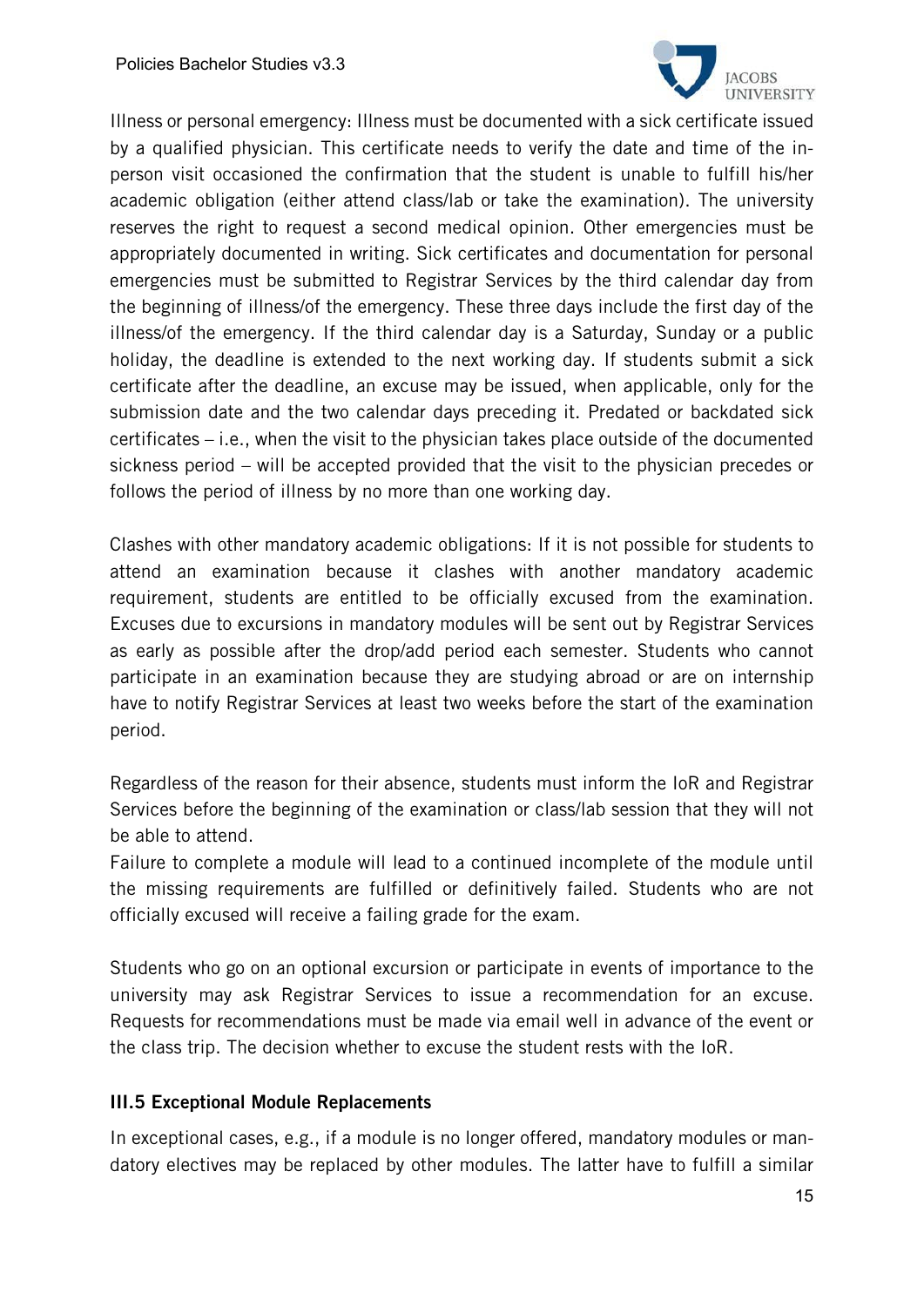Illness or personal emergency: Illness must be documented with a sick certificate issued by a qualified physician. This certificate needs to verify the date and time of the in-person visit occasioned the confirmation that the student is unable to fulfill his/her academic obligation (either attend class/lab or take the examination). The university reserves the right to request a second medical opinion. Other emergencies must be appropriately documented in writing. Sick certificates and documentation for personal emergencies must be submitted to Registrar Services by the third calendar day from the beginning of illness/of the emergency. These three days include the first day of the illness/of the emergency. If the third calendar day is a Saturday, Sunday or a public holiday, the deadline is extended to the next working day. If students submit a sick certificate after the deadline, an excuse may be issued, when applicable, only for the submission date and the two calendar days preceding it. Predated or backdated sick certificates – i.e., when the visit to the physician takes place outside of the documented sickness period – will be accepted provided that the visit to the physician precedes or follows the period of illness by no more than one working day.

Clashes with other mandatory academic obligations: If it is not possible for students to attend an examination because it clashes with another mandatory academic requirement, students are entitled to be officially excused from the examination. Excuses due to excursions in mandatory modules will be sent out by Registrar Services as early as possible after the drop/add period each semester. Students who cannot participate in an examination because they are studying abroad or are on internship have to notify Registrar Services at least two weeks before the start of the examination period.

Regardless of the reason for their absence, students must inform the IoR and Registrar Services before the beginning of the examination or class/lab session that they will not be able to attend.
Failure to complete a module will lead to a continued incomplete of the module until the missing requirements are fulfilled or definitively failed. Students who are not officially excused will receive a failing grade for the exam.

Students who go on an optional excursion or participate in events of importance to the university may ask Registrar Services to issue a recommendation for an excuse. Requests for recommendations must be made via email well in advance of the event or the class trip. The decision whether to excuse the student rests with the IoR.

### III.5 Exceptional Module Replacements

In exceptional cases, e.g., if a module is no longer offered, mandatory modules or mandatory electives may be replaced by other modules. The latter have to fulfill a similar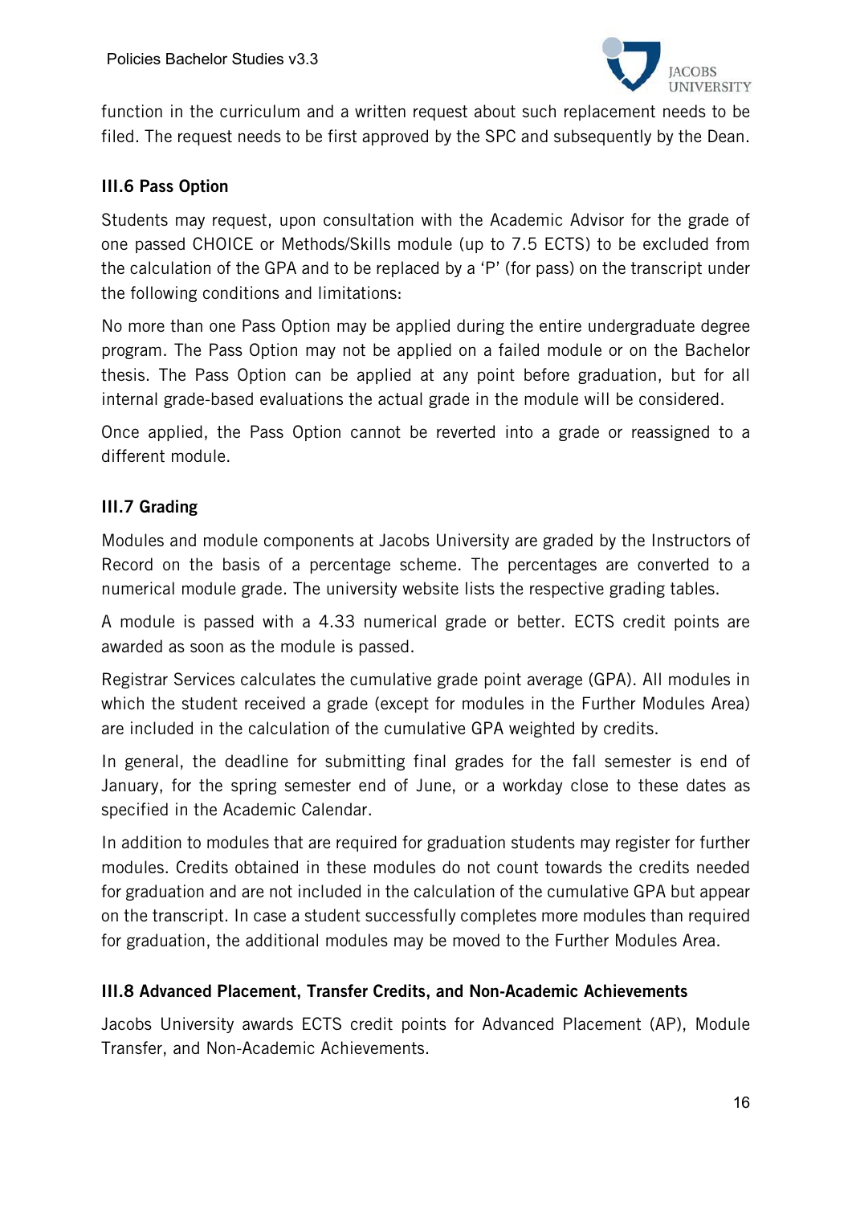function in the curriculum and a written request about such replacement needs to be filed. The request needs to be first approved by the SPC and subsequently by the Dean.

### III.6 Pass Option

Students may request, upon consultation with the Academic Advisor for the grade of one passed CHOICE or Methods/Skills module (up to 7.5 ECTS) to be excluded from the calculation of the GPA and to be replaced by a 'P' (for pass) on the transcript under the following conditions and limitations:

No more than one Pass Option may be applied during the entire undergraduate degree program. The Pass Option may not be applied on a failed module or on the Bachelor thesis. The Pass Option can be applied at any point before graduation, but for all internal grade-based evaluations the actual grade in the module will be considered.

Once applied, the Pass Option cannot be reverted into a grade or reassigned to a different module.

### III.7 Grading

Modules and module components at Jacobs University are graded by the Instructors of Record on the basis of a percentage scheme. The percentages are converted to a numerical module grade. The university website lists the respective grading tables.

A module is passed with a 4.33 numerical grade or better. ECTS credit points are awarded as soon as the module is passed.

Registrar Services calculates the cumulative grade point average (GPA). All modules in which the student received a grade (except for modules in the Further Modules Area) are included in the calculation of the cumulative GPA weighted by credits.

In general, the deadline for submitting final grades for the fall semester is end of January, for the spring semester end of June, or a workday close to these dates as specified in the Academic Calendar.

In addition to modules that are required for graduation students may register for further modules. Credits obtained in these modules do not count towards the credits needed for graduation and are not included in the calculation of the cumulative GPA but appear on the transcript. In case a student successfully completes more modules than required for graduation, the additional modules may be moved to the Further Modules Area.

### III.8 Advanced Placement, Transfer Credits, and Non-Academic Achievements

Jacobs University awards ECTS credit points for Advanced Placement (AP), Module Transfer, and Non-Academic Achievements.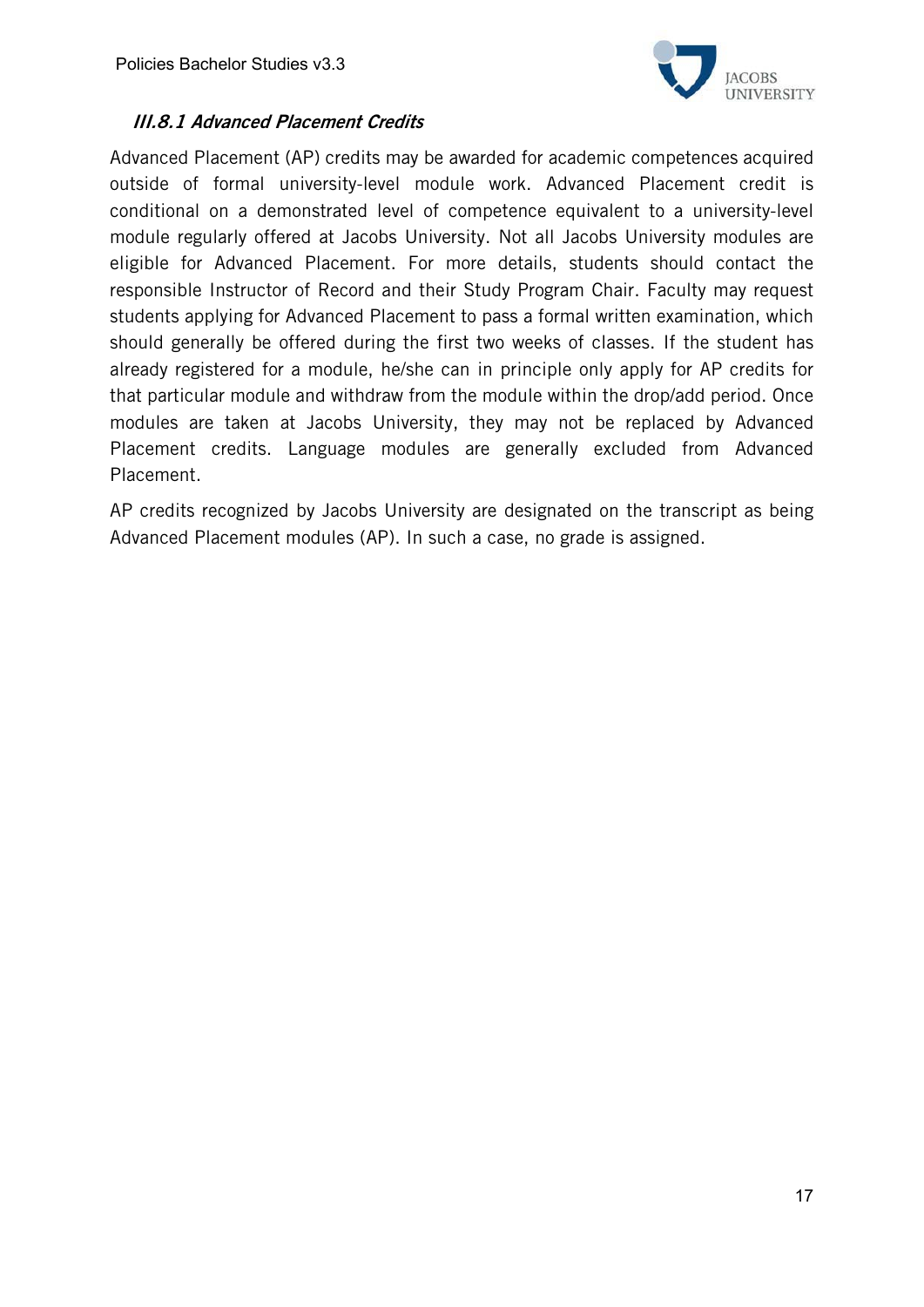#### *III.8.1 Advanced Placement Credits*

Advanced Placement (AP) credits may be awarded for academic competences acquired outside of formal university-level module work. Advanced Placement credit is conditional on a demonstrated level of competence equivalent to a university-level module regularly offered at Jacobs University. Not all Jacobs University modules are eligible for Advanced Placement. For more details, students should contact the responsible Instructor of Record and their Study Program Chair. Faculty may request students applying for Advanced Placement to pass a formal written examination, which should generally be offered during the first two weeks of classes. If the student has already registered for a module, he/she can in principle only apply for AP credits for that particular module and withdraw from the module within the drop/add period. Once modules are taken at Jacobs University, they may not be replaced by Advanced Placement credits. Language modules are generally excluded from Advanced Placement.

AP credits recognized by Jacobs University are designated on the transcript as being Advanced Placement modules (AP). In such a case, no grade is assigned.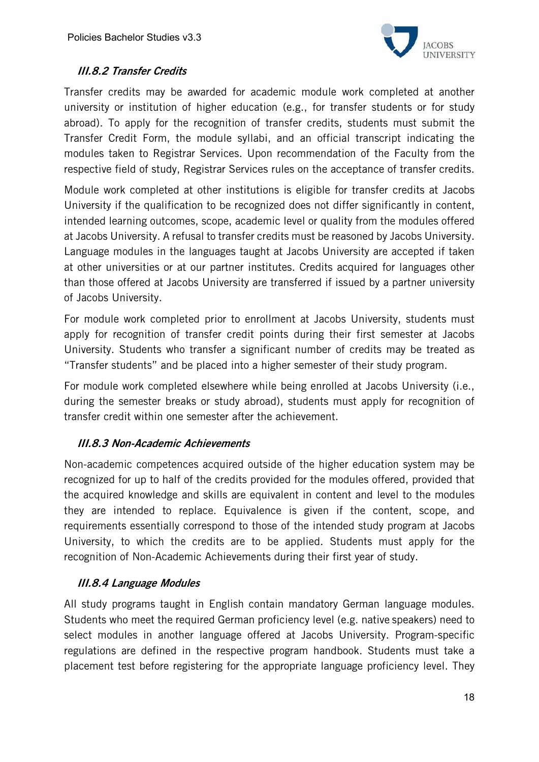### *III.8.2 Transfer Credits*

Transfer credits may be awarded for academic module work completed at another university or institution of higher education (e.g., for transfer students or for study abroad). To apply for the recognition of transfer credits, students must submit the Transfer Credit Form, the module syllabi, and an official transcript indicating the modules taken to Registrar Services. Upon recommendation of the Faculty from the respective field of study, Registrar Services rules on the acceptance of transfer credits.

Module work completed at other institutions is eligible for transfer credits at Jacobs University if the qualification to be recognized does not differ significantly in content, intended learning outcomes, scope, academic level or quality from the modules offered at Jacobs University. A refusal to transfer credits must be reasoned by Jacobs University. Language modules in the languages taught at Jacobs University are accepted if taken at other universities or at our partner institutes. Credits acquired for languages other than those offered at Jacobs University are transferred if issued by a partner university of Jacobs University.

For module work completed prior to enrollment at Jacobs University, students must apply for recognition of transfer credit points during their first semester at Jacobs University. Students who transfer a significant number of credits may be treated as "Transfer students" and be placed into a higher semester of their study program.

For module work completed elsewhere while being enrolled at Jacobs University (i.e., during the semester breaks or study abroad), students must apply for recognition of transfer credit within one semester after the achievement.

### *III.8.3 Non-Academic Achievements*

Non-academic competences acquired outside of the higher education system may be recognized for up to half of the credits provided for the modules offered, provided that the acquired knowledge and skills are equivalent in content and level to the modules they are intended to replace. Equivalence is given if the content, scope, and requirements essentially correspond to those of the intended study program at Jacobs University, to which the credits are to be applied. Students must apply for the recognition of Non-Academic Achievements during their first year of study.

### *III.8.4 Language Modules*

All study programs taught in English contain mandatory German language modules. Students who meet the required German proficiency level (e.g. native speakers) need to select modules in another language offered at Jacobs University. Program-specific regulations are defined in the respective program handbook. Students must take a placement test before registering for the appropriate language proficiency level. They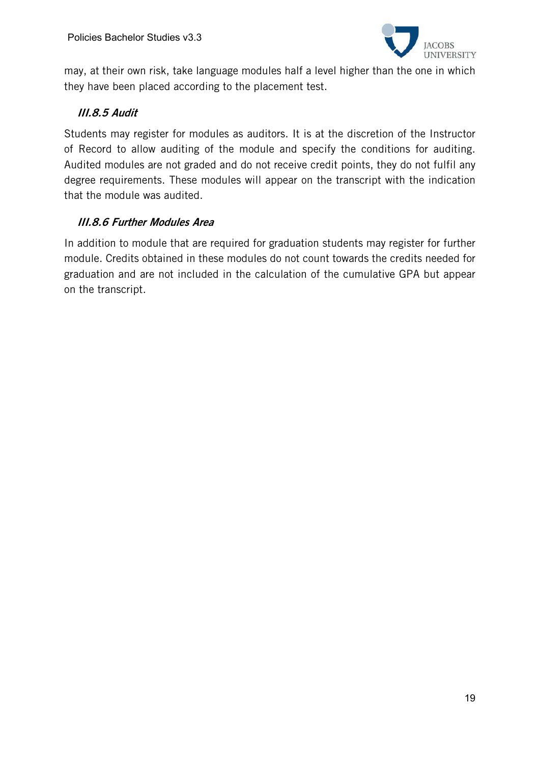may, at their own risk, take language modules half a level higher than the one in which they have been placed according to the placement test.

### *III.8.5 Audit*

Students may register for modules as auditors. It is at the discretion of the Instructor of Record to allow auditing of the module and specify the conditions for auditing. Audited modules are not graded and do not receive credit points, they do not fulfil any degree requirements. These modules will appear on the transcript with the indication that the module was audited.

### *III.8.6 Further Modules Area*

In addition to module that are required for graduation students may register for further module. Credits obtained in these modules do not count towards the credits needed for graduation and are not included in the calculation of the cumulative GPA but appear on the transcript.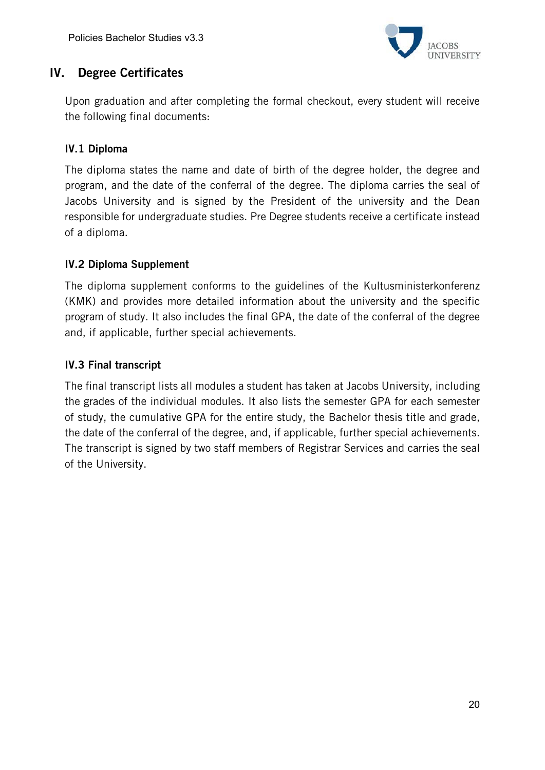## IV. Degree Certificates

Upon graduation and after completing the formal checkout, every student will receive the following final documents:

### IV.1 Diploma

The diploma states the name and date of birth of the degree holder, the degree and program, and the date of the conferral of the degree. The diploma carries the seal of Jacobs University and is signed by the President of the university and the Dean responsible for undergraduate studies. Pre Degree students receive a certificate instead of a diploma.

### IV.2 Diploma Supplement

The diploma supplement conforms to the guidelines of the Kultusministerkonferenz (KMK) and provides more detailed information about the university and the specific program of study. It also includes the final GPA, the date of the conferral of the degree and, if applicable, further special achievements.

### IV.3 Final transcript

The final transcript lists all modules a student has taken at Jacobs University, including the grades of the individual modules. It also lists the semester GPA for each semester of study, the cumulative GPA for the entire study, the Bachelor thesis title and grade, the date of the conferral of the degree, and, if applicable, further special achievements. The transcript is signed by two staff members of Registrar Services and carries the seal of the University.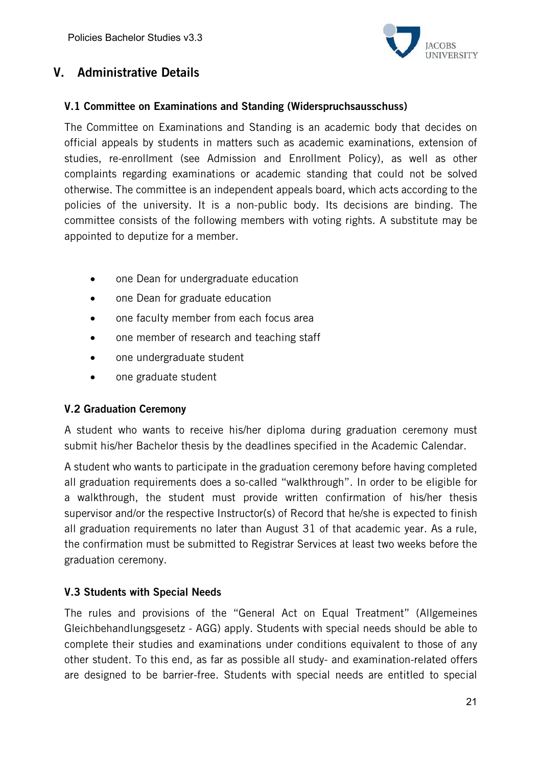## V. Administrative Details

### V.1 Committee on Examinations and Standing (Widerspruchsausschuss)

The Committee on Examinations and Standing is an academic body that decides on official appeals by students in matters such as academic examinations, extension of studies, re-enrollment (see Admission and Enrollment Policy), as well as other complaints regarding examinations or academic standing that could not be solved otherwise. The committee is an independent appeals board, which acts according to the policies of the university. It is a non-public body. Its decisions are binding. The committee consists of the following members with voting rights. A substitute may be appointed to deputize for a member.

- one Dean for undergraduate education
- one Dean for graduate education
- one faculty member from each focus area
- one member of research and teaching staff
- one undergraduate student
- one graduate student

### V.2 Graduation Ceremony

A student who wants to receive his/her diploma during graduation ceremony must submit his/her Bachelor thesis by the deadlines specified in the Academic Calendar.

A student who wants to participate in the graduation ceremony before having completed all graduation requirements does a so-called "walkthrough". In order to be eligible for a walkthrough, the student must provide written confirmation of his/her thesis supervisor and/or the respective Instructor(s) of Record that he/she is expected to finish all graduation requirements no later than August 31 of that academic year. As a rule, the confirmation must be submitted to Registrar Services at least two weeks before the graduation ceremony.

### V.3 Students with Special Needs

The rules and provisions of the "General Act on Equal Treatment" (Allgemeines Gleichbehandlungsgesetz - AGG) apply. Students with special needs should be able to complete their studies and examinations under conditions equivalent to those of any other student. To this end, as far as possible all study- and examination-related offers are designed to be barrier-free. Students with special needs are entitled to special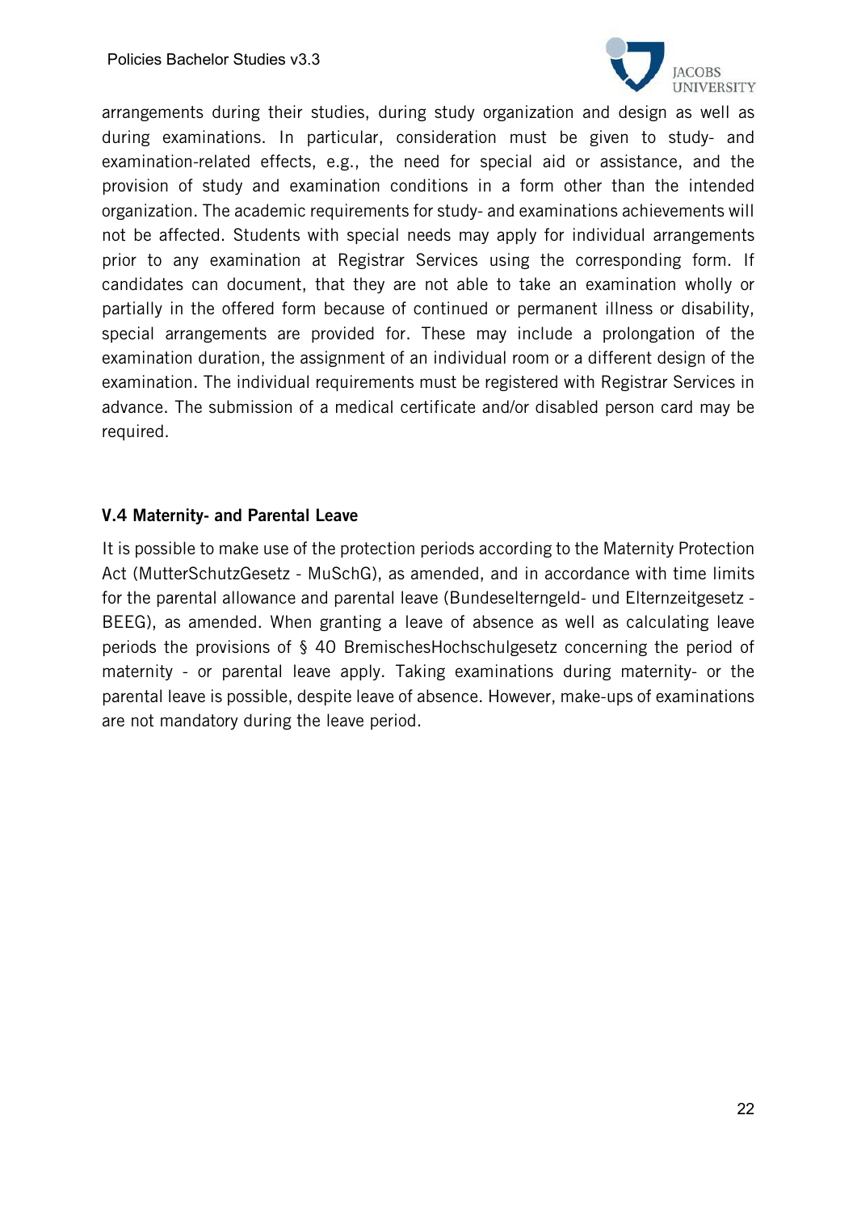arrangements during their studies, during study organization and design as well as during examinations. In particular, consideration must be given to study- and examination-related effects, e.g., the need for special aid or assistance, and the provision of study and examination conditions in a form other than the intended organization. The academic requirements for study- and examinations achievements will not be affected. Students with special needs may apply for individual arrangements prior to any examination at Registrar Services using the corresponding form. If candidates can document, that they are not able to take an examination wholly or partially in the offered form because of continued or permanent illness or disability, special arrangements are provided for. These may include a prolongation of the examination duration, the assignment of an individual room or a different design of the examination. The individual requirements must be registered with Registrar Services in advance. The submission of a medical certificate and/or disabled person card may be required.

### V.4 Maternity- and Parental Leave

It is possible to make use of the protection periods according to the Maternity Protection Act (MutterSchutzGesetz - MuSchG), as amended, and in accordance with time limits for the parental allowance and parental leave (Bundeselterngeld- und Elternzeitgesetz - BEEG), as amended. When granting a leave of absence as well as calculating leave periods the provisions of § 40 BremischesHochschulgesetz concerning the period of maternity - or parental leave apply. Taking examinations during maternity- or the parental leave is possible, despite leave of absence. However, make-ups of examinations are not mandatory during the leave period.